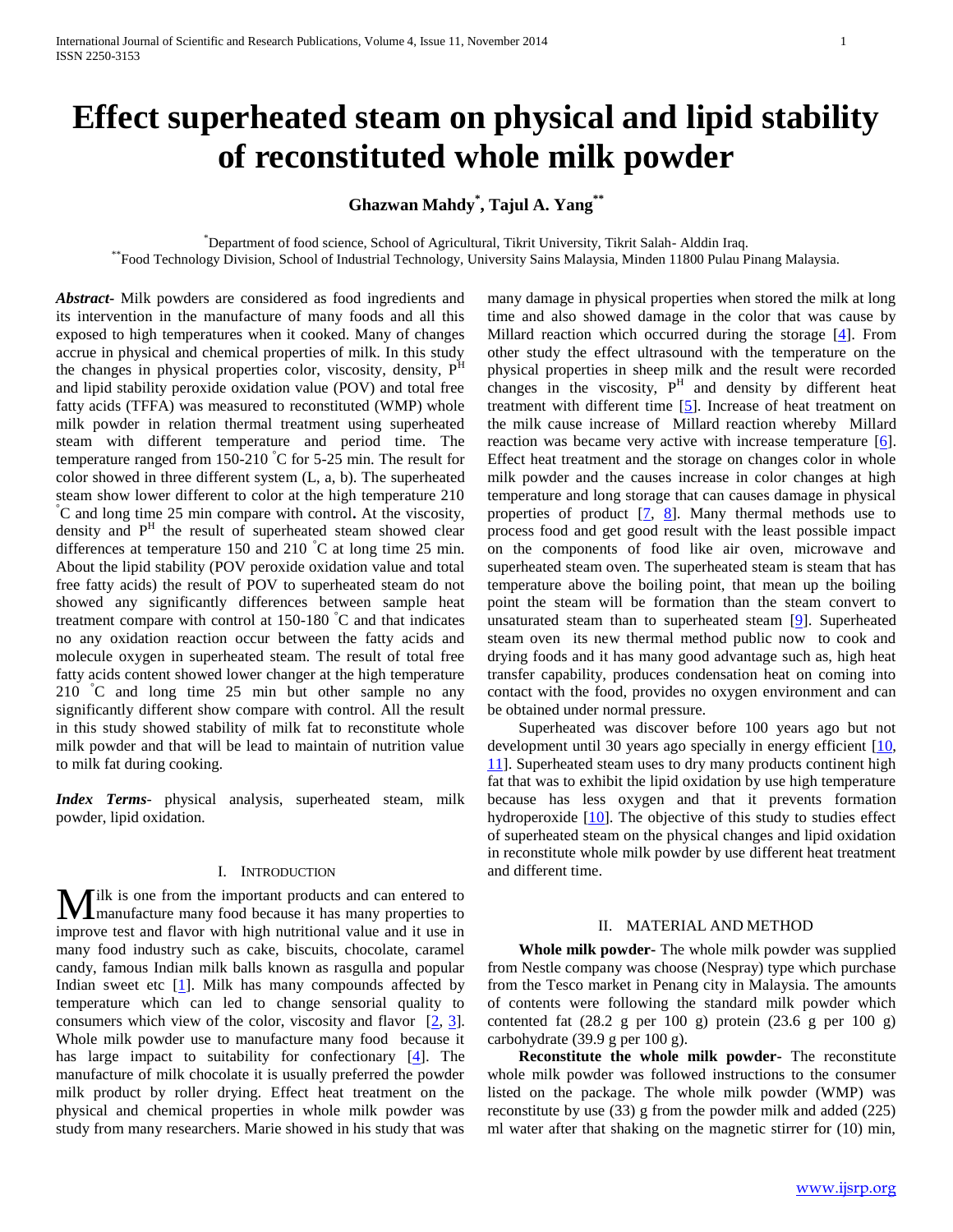# Effect superheated steam on physical and lipid stability of reconstituted whole milk powder

**Ghazwan Mahdy[*], Tajul A. Yang[**]**

[*]Department of food science, School of Agricultural, Tikrit University, Tikrit Salah- Alddin Iraq.
[**]Food Technology Division, School of Industrial Technology, University Sains Malaysia, Minden 11800 Pulau Pinang Malaysia.

***Abstract***- Milk powders are considered as food ingredients and its intervention in the manufacture of many foods and all this exposed to high temperatures when it cooked. Many of changes accrue in physical and chemical properties of milk. In this study the changes in physical properties color, viscosity, density, $P^H$ and lipid stability peroxide oxidation value (POV) and total free fatty acids (TFFA) was measured to reconstituted (WMP) whole milk powder in relation thermal treatment using superheated steam with different temperature and period time. The temperature ranged from 150-210 °C for 5-25 min. The result for color showed in three different system (L, a, b). The superheated steam show lower different to color at the high temperature 210 °C and long time 25 min compare with control**.** At the viscosity, density and $P^H$ the result of superheated steam showed clear differences at temperature 150 and 210 °C at long time 25 min. About the lipid stability (POV peroxide oxidation value and total free fatty acids) the result of POV to superheated steam do not showed any significantly differences between sample heat treatment compare with control at 150-180 °C and that indicates no any oxidation reaction occur between the fatty acids and molecule oxygen in superheated steam. The result of total free fatty acids content showed lower changer at the high temperature 210 °C and long time 25 min but other sample no any significantly different show compare with control. All the result in this study showed stability of milk fat to reconstitute whole milk powder and that will be lead to maintain of nutrition value to milk fat during cooking.

***Index Terms***- physical analysis, superheated steam, milk powder, lipid oxidation.

## I. Introduction

Milk is one from the important products and can entered to manufacture many food because it has many properties to improve test and flavor with high nutritional value and it use in many food industry such as cake, biscuits, chocolate, caramel candy, famous Indian milk balls known as rasgulla and popular Indian sweet etc [1]. Milk has many compounds affected by temperature which can led to change sensorial quality to consumers which view of the color, viscosity and flavor [2, 3]. Whole milk powder use to manufacture many food because it has large impact to suitability for confectionary [4]. The manufacture of milk chocolate it is usually preferred the powder milk product by roller drying. Effect heat treatment on the physical and chemical properties in whole milk powder was study from many researchers. Marie showed in his study that was many damage in physical properties when stored the milk at long time and also showed damage in the color that was cause by Millard reaction which occurred during the storage [4]. From other study the effect ultrasound with the temperature on the physical properties in sheep milk and the result were recorded changes in the viscosity, $P^H$ and density by different heat treatment with different time [5]. Increase of heat treatment on the milk cause increase of Millard reaction whereby Millard reaction was became very active with increase temperature [6]. Effect heat treatment and the storage on changes color in whole milk powder and the causes increase in color changes at high temperature and long storage that can causes damage in physical properties of product [7, 8]. Many thermal methods use to process food and get good result with the least possible impact on the components of food like air oven, microwave and superheated steam oven. The superheated steam is steam that has temperature above the boiling point, that mean up the boiling point the steam will be formation than the steam convert to unsaturated steam than to superheated steam [9]. Superheated steam oven its new thermal method public now to cook and drying foods and it has many good advantage such as, high heat transfer capability, produces condensation heat on coming into contact with the food, provides no oxygen environment and can be obtained under normal pressure.

Superheated was discover before 100 years ago but not development until 30 years ago specially in energy efficient [10, 11]. Superheated steam uses to dry many products continent high fat that was to exhibit the lipid oxidation by use high temperature because has less oxygen and that it prevents formation hydroperoxide [10]. The objective of this study to studies effect of superheated steam on the physical changes and lipid oxidation in reconstitute whole milk powder by use different heat treatment and different time.

## II. Material and Method

**Whole milk powder-** The whole milk powder was supplied from Nestle company was choose (Nespray) type which purchase from the Tesco market in Penang city in Malaysia. The amounts of contents were following the standard milk powder which contented fat (28.2 g per 100 g) protein (23.6 g per 100 g) carbohydrate (39.9 g per 100 g).

**Reconstitute the whole milk powder-** The reconstitute whole milk powder was followed instructions to the consumer listed on the package. The whole milk powder (WMP) was reconstitute by use (33) g from the powder milk and added (225) ml water after that shaking on the magnetic stirrer for (10) min,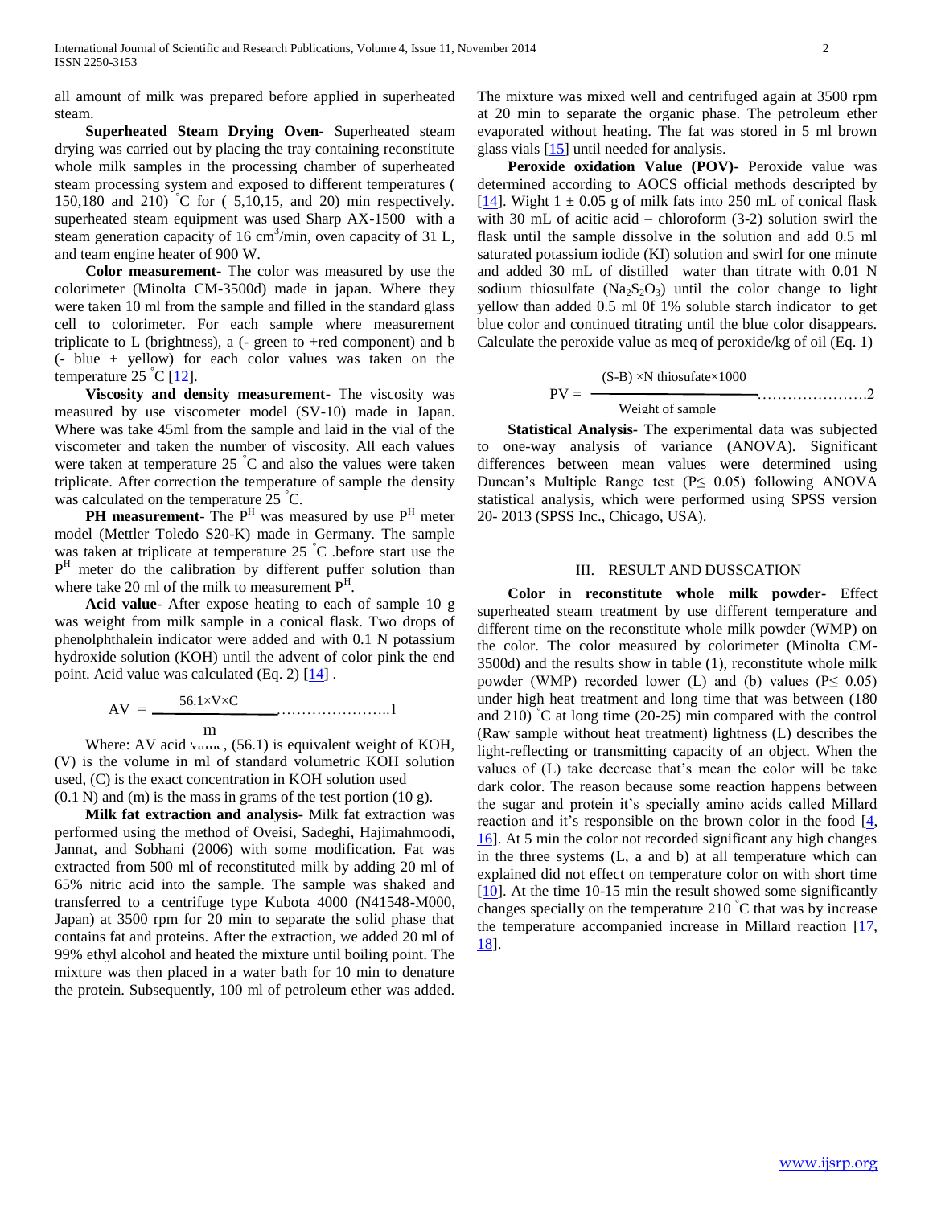all amount of milk was prepared before applied in superheated steam.

**Superheated Steam Drying Oven-** Superheated steam drying was carried out by placing the tray containing reconstitute whole milk samples in the processing chamber of superheated steam processing system and exposed to different temperatures ( 150,180 and 210) °C for ( 5,10,15, and 20) min respectively. superheated steam equipment was used Sharp AX-1500 with a steam generation capacity of 16 $cm^3$/min, oven capacity of 31 L, and team engine heater of 900 W.

**Color measurement-** The color was measured by use the colorimeter (Minolta CM-3500d) made in japan. Where they were taken 10 ml from the sample and filled in the standard glass cell to colorimeter. For each sample where measurement triplicate to L (brightness), a (- green to +red component) and b (- blue + yellow) for each color values was taken on the temperature 25 °C [12].

**Viscosity and density measurement-** The viscosity was measured by use viscometer model (SV-10) made in Japan. Where was take 45ml from the sample and laid in the vial of the viscometer and taken the number of viscosity. All each values were taken at temperature 25 °C and also the values were taken triplicate. After correction the temperature of sample the density was calculated on the temperature 25 °C.

**PH measurement**- The $P^H$ was measured by use $P^H$ meter model (Mettler Toledo S20-K) made in Germany. The sample was taken at triplicate at temperature 25 °C .before start use the $P^H$ meter do the calibration by different puffer solution than where take 20 ml of the milk to measurement $P^H$.

**Acid value**- After expose heating to each of sample 10 g was weight from milk sample in a conical flask. Two drops of phenolphthalein indicator were added and with 0.1 N potassium hydroxide solution (KOH) until the advent of color pink the end point. Acid value was calculated (Eq. 2) [14] .

$$AV = \frac{56.1 \times V \times C}{m} \quad \ldots\ldots\ldots\ldots\ldots\ldots\ldots 1$$

Where: AV acid value, (56.1) is equivalent weight of KOH, (V) is the volume in ml of standard volumetric KOH solution used, (C) is the exact concentration in KOH solution used (0.1 N) and (m) is the mass in grams of the test portion (10 g).

**Milk fat extraction and analysis**- Milk fat extraction was performed using the method of Oveisi, Sadeghi, Hajimahmoodi, Jannat, and Sobhani (2006) with some modification. Fat was extracted from 500 ml of reconstituted milk by adding 20 ml of 65% nitric acid into the sample. The sample was shaked and transferred to a centrifuge type Kubota 4000 (N41548-M000, Japan) at 3500 rpm for 20 min to separate the solid phase that contains fat and proteins. After the extraction, we added 20 ml of 99% ethyl alcohol and heated the mixture until boiling point. The mixture was then placed in a water bath for 10 min to denature the protein. Subsequently, 100 ml of petroleum ether was added. The mixture was mixed well and centrifuged again at 3500 rpm at 20 min to separate the organic phase. The petroleum ether evaporated without heating. The fat was stored in 5 ml brown glass vials [15] until needed for analysis.

**Peroxide oxidation Value (POV)-** Peroxide value was determined according to AOCS official methods descripted by [14]. Wight 1 ± 0.05 g of milk fats into 250 mL of conical flask with 30 mL of acitic acid – chloroform (3-2) solution swirl the flask until the sample dissolve in the solution and add 0.5 ml saturated potassium iodide (KI) solution and swirl for one minute and added 30 mL of distilled water than titrate with 0.01 N sodium thiosulfate ($Na_2S_2O_3$) until the color change to light yellow than added 0.5 ml 0f 1% soluble starch indicator to get blue color and continued titrating until the blue color disappears. Calculate the peroxide value as meq of peroxide/kg of oil (Eq. 1)

$$PV = \frac{(S\text{-}B) \times N\ \text{thiosufate} \times 1000}{\text{Weight of sample}} \quad \ldots\ldots\ldots\ldots\ldots\ldots\ldots 2$$

**Statistical Analysis-** The experimental data was subjected to one-way analysis of variance (ANOVA). Significant differences between mean values were determined using Duncan's Multiple Range test ($P \leq 0.05$) following ANOVA statistical analysis, which were performed using SPSS version 20- 2013 (SPSS Inc., Chicago, USA).

## III. RESULT AND DUSSCATION

**Color in reconstitute whole milk powder-** Effect superheated steam treatment by use different temperature and different time on the reconstitute whole milk powder (WMP) on the color. The color measured by colorimeter (Minolta CM-3500d) and the results show in table (1), reconstitute whole milk powder (WMP) recorded lower (L) and (b) values ($P \leq 0.05$) under high heat treatment and long time that was between (180 and 210) °C at long time (20-25) min compared with the control (Raw sample without heat treatment) lightness (L) describes the light-reflecting or transmitting capacity of an object. When the values of (L) take decrease that's mean the color will be take dark color. The reason because some reaction happens between the sugar and protein it's specially amino acids called Millard reaction and it's responsible on the brown color in the food [4, 16]. At 5 min the color not recorded significant any high changes in the three systems (L, a and b) at all temperature which can explained did not effect on temperature color on with short time [10]. At the time 10-15 min the result showed some significantly changes specially on the temperature 210 °C that was by increase the temperature accompanied increase in Millard reaction [17, 18].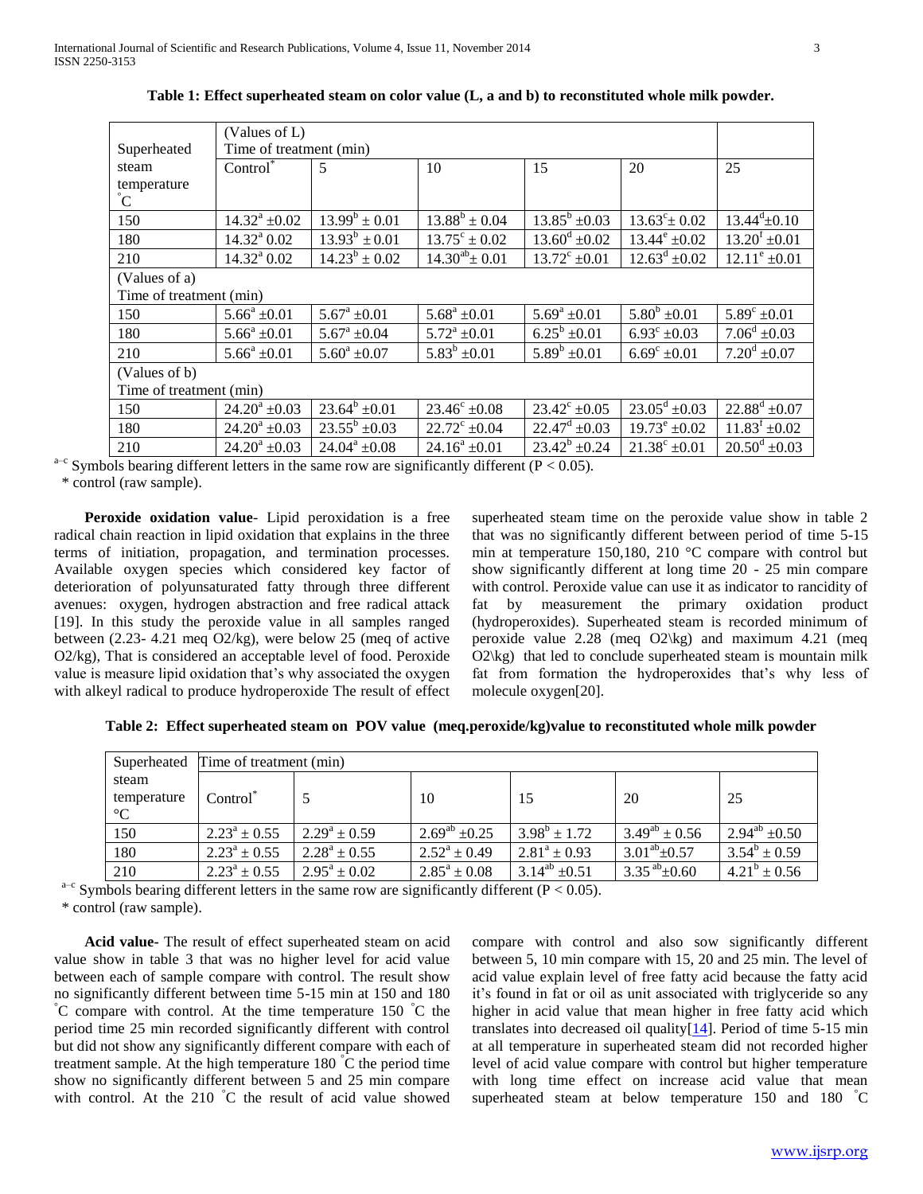**Table 1: Effect superheated steam on color value (L, a and b) to reconstituted whole milk powder.**

| Superheated steam temperature °C | (Values of L) Time of treatment (min) | | | | | |
|---|---|---|---|---|---|---|
| | Control* | 5 | 10 | 15 | 20 | 25 |
| 150 | $14.32^{a}$ ±0.02 | $13.99^{b}$ ± 0.01 | $13.88^{b}$ ± 0.04 | $13.85^{b}$ ±0.03 | $13.63^{c}$± 0.02 | $13.44^{d}$±0.10 |
| 180 | $14.32^{a}$ 0.02 | $13.93^{b}$ ± 0.01 | $13.75^{c}$ ± 0.02 | $13.60^{d}$ ±0.02 | $13.44^{e}$ ±0.02 | $13.20^{f}$ ±0.01 |
| 210 | $14.32^{a}$ 0.02 | $14.23^{b}$ ± 0.02 | $14.30^{ab}$± 0.01 | $13.72^{c}$ ±0.01 | $12.63^{d}$ ±0.02 | $12.11^{e}$ ±0.01 |
| (Values of a) Time of treatment (min) | | | | | | |
| 150 | $5.66^{a}$ ±0.01 | $5.67^{a}$ ±0.01 | $5.68^{a}$ ±0.01 | $5.69^{a}$ ±0.01 | $5.80^{b}$ ±0.01 | $5.89^{c}$ ±0.01 |
| 180 | $5.66^{a}$ ±0.01 | $5.67^{a}$ ±0.04 | $5.72^{a}$ ±0.01 | $6.25^{b}$ ±0.01 | $6.93^{c}$ ±0.03 | $7.06^{d}$ ±0.03 |
| 210 | $5.66^{a}$ ±0.01 | $5.60^{a}$ ±0.07 | $5.83^{b}$ ±0.01 | $5.89^{b}$ ±0.01 | $6.69^{c}$ ±0.01 | $7.20^{d}$ ±0.07 |
| (Values of b) Time of treatment (min) | | | | | | |
| 150 | $24.20^{a}$ ±0.03 | $23.64^{b}$ ±0.01 | $23.46^{c}$ ±0.08 | $23.42^{c}$ ±0.05 | $23.05^{d}$ ±0.03 | $22.88^{d}$ ±0.07 |
| 180 | $24.20^{a}$ ±0.03 | $23.55^{b}$ ±0.03 | $22.72^{c}$ ±0.04 | $22.47^{d}$ ±0.03 | $19.73^{e}$ ±0.02 | $11.83^{f}$ ±0.02 |
| 210 | $24.20^{a}$ ±0.03 | $24.04^{a}$ ±0.08 | $24.16^{a}$ ±0.01 | $23.42^{b}$ ±0.24 | $21.38^{c}$ ±0.01 | $20.50^{d}$ ±0.03 |

a–c Symbols bearing different letters in the same row are significantly different ($P < 0.05$).
\* control (raw sample).

**Peroxide oxidation value**- Lipid peroxidation is a free radical chain reaction in lipid oxidation that explains in the three terms of initiation, propagation, and termination processes. Available oxygen species which considered key factor of deterioration of polyunsaturated fatty through three different avenues: oxygen, hydrogen abstraction and free radical attack [19]. In this study the peroxide value in all samples ranged between (2.23- 4.21 meq O2/kg), were below 25 (meq of active O2/kg), That is considered an acceptable level of food. Peroxide value is measure lipid oxidation that's why associated the oxygen with alkyl radical to produce hydroperoxide The result of effect superheated steam time on the peroxide value show in table 2 that was no significantly different between period of time 5-15 min at temperature 150,180, 210 °C compare with control but show significantly different at long time 20 - 25 min compare with control. Peroxide value can use it as indicator to rancidity of fat by measurement the primary oxidation product (hydroperoxides). Superheated steam is recorded minimum of peroxide value 2.28 (meq O2\kg) and maximum 4.21 (meq O2\kg) that led to conclude superheated steam is mountain milk fat from formation the hydroperoxides that's why less of molecule oxygen[20].

**Table 2: Effect superheated steam on POV value (meq.peroxide/kg)value to reconstituted whole milk powder**

| Superheated steam temperature °C | Time of treatment (min) | | | | | |
|---|---|---|---|---|---|---|
| | Control* | 5 | 10 | 15 | 20 | 25 |
| 150 | $2.23^{a}$ ± 0.55 | $2.29^{a}$ ± 0.59 | $2.69^{ab}$ ±0.25 | $3.98^{b}$ ± 1.72 | $3.49^{ab}$ ± 0.56 | $2.94^{ab}$ ±0.50 |
| 180 | $2.23^{a}$ ± 0.55 | $2.28^{a}$ ± 0.55 | $2.52^{a}$ ± 0.49 | $2.81^{a}$ ± 0.93 | $3.01^{ab}$±0.57 | $3.54^{b}$ ± 0.59 |
| 210 | $2.23^{a}$ ± 0.55 | $2.95^{a}$ ± 0.02 | $2.85^{a}$ ± 0.08 | $3.14^{ab}$ ±0.51 | $3.35^{ab}$±0.60 | $4.21^{b}$ ± 0.56 |

a–c Symbols bearing different letters in the same row are significantly different ($P < 0.05$).
\* control (raw sample).

**Acid value**- The result of effect superheated steam on acid value show in table 3 that was no higher level for acid value between each of sample compare with control. The result show no significantly different between time 5-15 min at 150 and 180 °C compare with control. At the time temperature 150 °C the period time 25 min recorded significantly different with control but did not show any significantly different compare with each of treatment sample. At the high temperature 180 °C the period time show no significantly different between 5 and 25 min compare with control. At the 210 °C the result of acid value showed compare with control and also sow significantly different between 5, 10 min compare with 15, 20 and 25 min. The level of acid value explain level of free fatty acid because the fatty acid it's found in fat or oil as unit associated with triglyceride so any higher in acid value that mean higher in free fatty acid which translates into decreased oil quality[14]. Period of time 5-15 min at all temperature in superheated steam did not recorded higher level of acid value compare with control but higher temperature with long time effect on increase acid value that mean superheated steam at below temperature 150 and 180 °C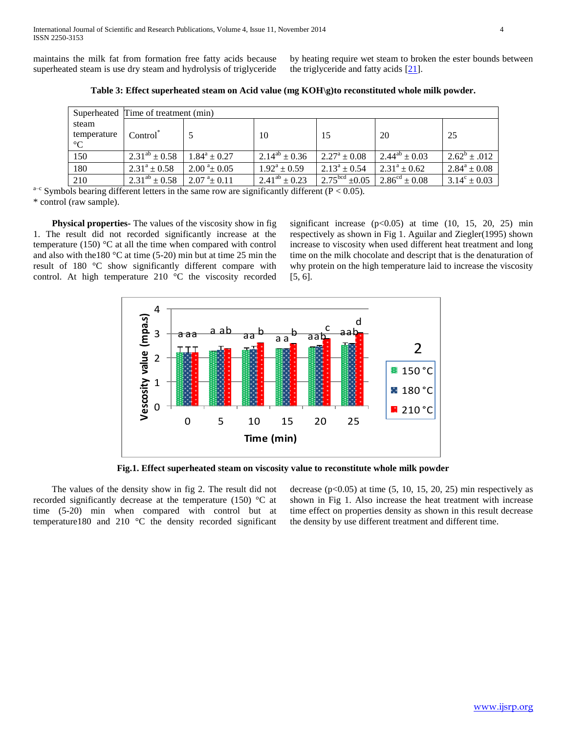maintains the milk fat from formation free fatty acids because superheated steam is use dry steam and hydrolysis of triglyceride by heating require wet steam to broken the ester bounds between the triglyceride and fatty acids [21].

**Table 3: Effect superheated steam on Acid value (mg KOH\g)to reconstituted whole milk powder.**

| Superheated steam temperature °C | Time of treatment (min) | | | | | |
|---|---|---|---|---|---|---|
| | Control* | 5 | 10 | 15 | 20 | 25 |
| 150 | $2.31^{ab} \pm 0.58$ | $1.84^{a} \pm 0.27$ | $2.14^{ab} \pm 0.36$ | $2.27^{a} \pm 0.08$ | $2.44^{ab} \pm 0.03$ | $2.62^{b} \pm .012$ |
| 180 | $2.31^{a} \pm 0.58$ | $2.00^{a} \pm 0.05$ | $1.92^{a} \pm 0.59$ | $2.13^{a} \pm 0.54$ | $2.31^{a} \pm 0.62$ | $2.84^{a} \pm 0.08$ |
| 210 | $2.31^{ab} \pm 0.58$ | $2.07^{a} \pm 0.11$ | $2.41^{ab} \pm 0.23$ | $2.75^{bcd} \pm 0.05$ | $2.86^{cd} \pm 0.08$ | $3.14^{c} \pm 0.03$ |

a–c Symbols bearing different letters in the same row are significantly different ($P < 0.05$).

\* control (raw sample).

**Physical properties-** The values of the viscosity show in fig 1. The result did not recorded significantly increase at the temperature (150) °C at all the time when compared with control and also with the180 °C at time (5-20) min but at time 25 min the result of 180 °C show significantly different compare with control. At high temperature 210 °C the viscosity recorded significant increase ($p<0.05$) at time (10, 15, 20, 25) min respectively as shown in Fig 1. Aguilar and Ziegler(1995) shown increase to viscosity when used different heat treatment and long time on the milk chocolate and descript that is the denaturation of why protein on the high temperature laid to increase the viscosity [5, 6].

**Fig.1. Effect superheated steam on viscosity value to reconstitute whole milk powder**

The values of the density show in fig 2. The result did not recorded significantly decrease at the temperature (150) °C at time (5-20) min when compared with control but at temperature180 and 210 °C the density recorded significant decrease ($p<0.05$) at time (5, 10, 15, 20, 25) min respectively as shown in Fig 1. Also increase the heat treatment with increase time effect on properties density as shown in this result decrease the density by use different treatment and different time.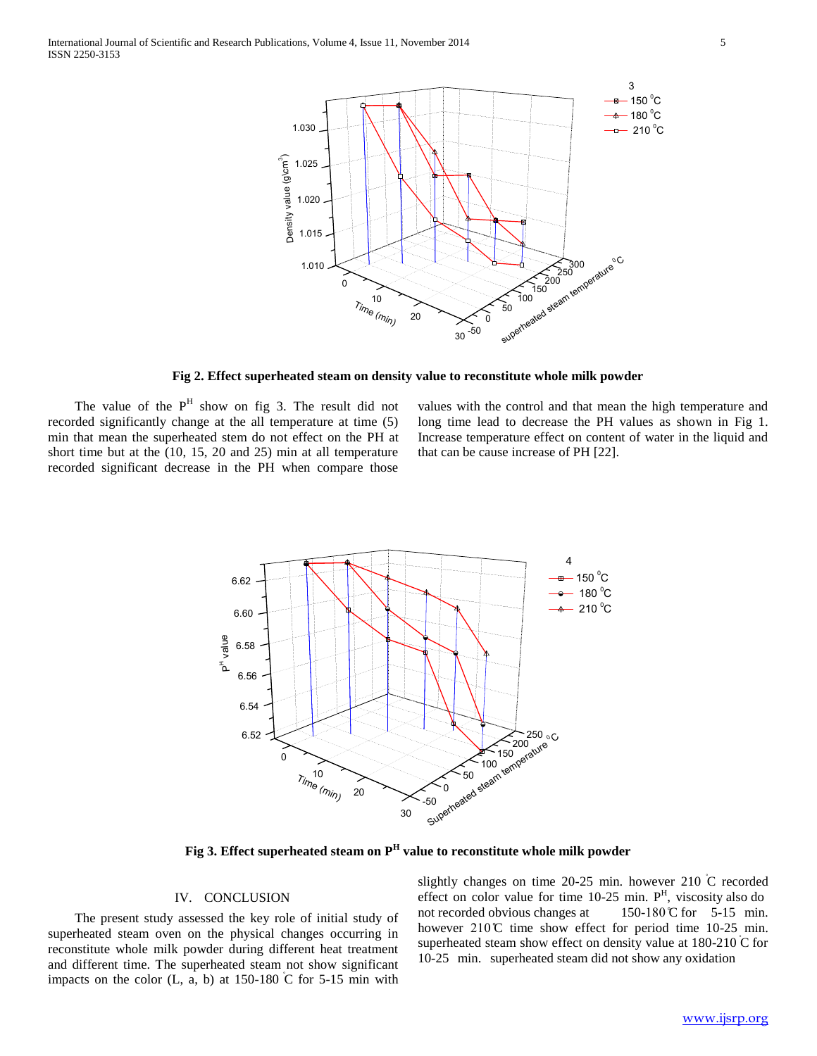**Fig 2. Effect superheated steam on density value to reconstitute whole milk powder**

The value of the $P^H$ show on fig 3. The result did not recorded significantly change at the all temperature at time (5) min that mean the superheated stem do not effect on the PH at short time but at the (10, 15, 20 and 25) min at all temperature recorded significant decrease in the PH when compare those values with the control and that mean the high temperature and long time lead to decrease the PH values as shown in Fig 1. Increase temperature effect on content of water in the liquid and that can be cause increase of PH [22].

**Fig 3. Effect superheated steam on $P^H$ value to reconstitute whole milk powder**

## IV. CONCLUSION

The present study assessed the key role of initial study of superheated steam oven on the physical changes occurring in reconstitute whole milk powder during different heat treatment and different time. The superheated steam not show significant impacts on the color (L, a, b) at 150-180 °C for 5-15 min with slightly changes on time 20-25 min. however 210 °C recorded effect on color value for time 10-25 min. $P^H$, viscosity also do not recorded obvious changes at 150-180℃ for 5-15 min. however 210℃ time show effect for period time 10-25 min. superheated steam show effect on density value at 180-210 °C for 10-25 min. superheated steam did not show any oxidation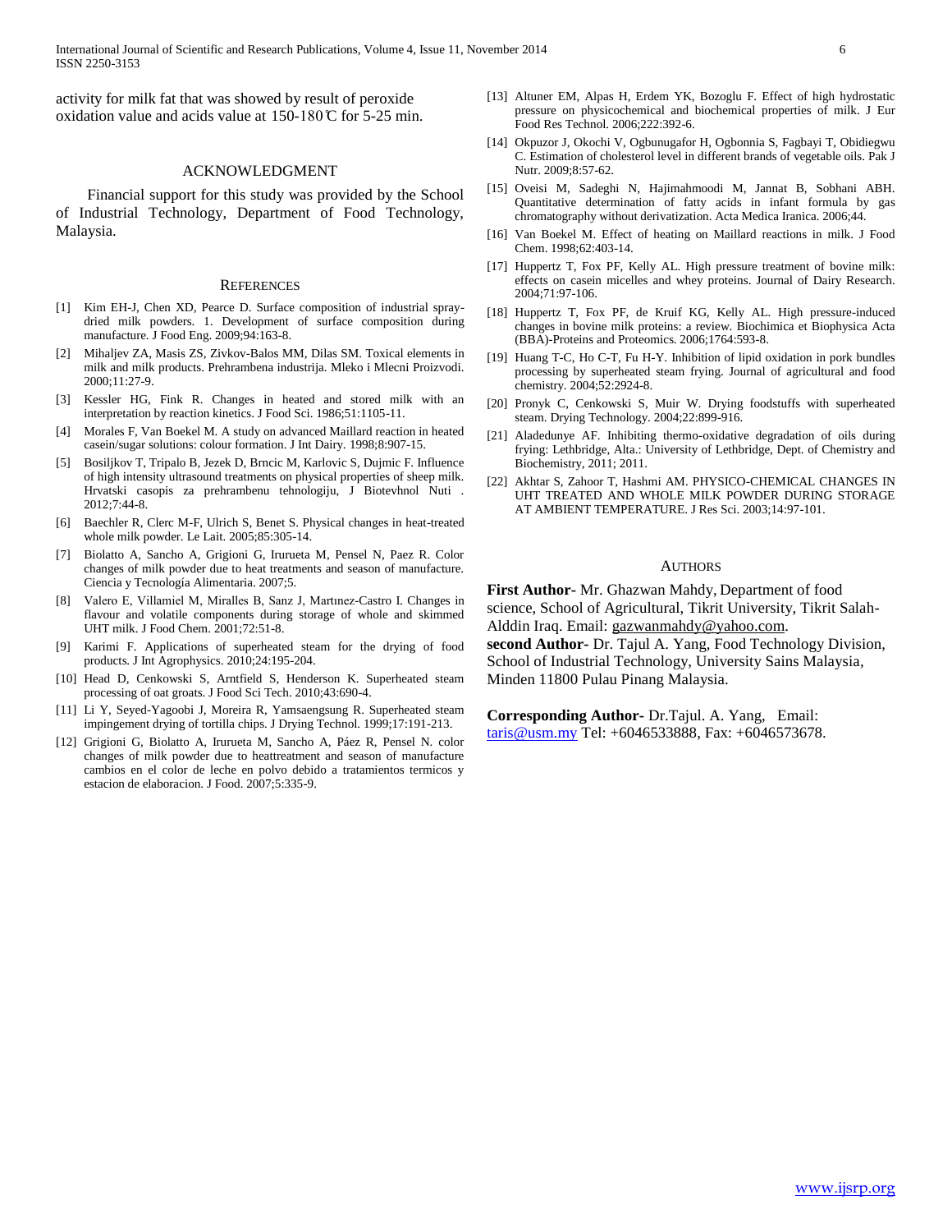activity for milk fat that was showed by result of peroxide oxidation value and acids value at 150-180℃ for 5-25 min.

## ACKNOWLEDGMENT

Financial support for this study was provided by the School of Industrial Technology, Department of Food Technology, Malaysia.

## REFERENCES

[1] Kim EH-J, Chen XD, Pearce D. Surface composition of industrial spray-dried milk powders. 1. Development of surface composition during manufacture. J Food Eng. 2009;94:163-8.

[2] Mihaljev ZA, Masis ZS, Zivkov-Balos MM, Dilas SM. Toxical elements in milk and milk products. Prehrambena industrija. Mleko i Mlecni Proizvodi. 2000;11:27-9.

[3] Kessler HG, Fink R. Changes in heated and stored milk with an interpretation by reaction kinetics. J Food Sci. 1986;51:1105-11.

[4] Morales F, Van Boekel M. A study on advanced Maillard reaction in heated casein/sugar solutions: colour formation. J Int Dairy. 1998;8:907-15.

[5] Bosiljkov T, Tripalo B, Jezek D, Brncic M, Karlovic S, Dujmic F. Influence of high intensity ultrasound treatments on physical properties of sheep milk. Hrvatski casopis za prehrambenu tehnologiju, J Biotevhnol Nuti . 2012;7:44-8.

[6] Baechler R, Clerc M-F, Ulrich S, Benet S. Physical changes in heat-treated whole milk powder. Le Lait. 2005;85:305-14.

[7] Biolatto A, Sancho A, Grigioni G, Irurueta M, Pensel N, Paez R. Color changes of milk powder due to heat treatments and season of manufacture. Ciencia y Tecnología Alimentaria. 2007;5.

[8] Valero E, Villamiel M, Miralles B, Sanz J, Martınez-Castro I. Changes in flavour and volatile components during storage of whole and skimmed UHT milk. J Food Chem. 2001;72:51-8.

[9] Karimi F. Applications of superheated steam for the drying of food products. J Int Agrophysics. 2010;24:195-204.

[10] Head D, Cenkowski S, Arntfield S, Henderson K. Superheated steam processing of oat groats. J Food Sci Tech. 2010;43:690-4.

[11] Li Y, Seyed-Yagoobi J, Moreira R, Yamsaengsung R. Superheated steam impingement drying of tortilla chips. J Drying Technol. 1999;17:191-213.

[12] Grigioni G, Biolatto A, Irurueta M, Sancho A, Páez R, Pensel N. color changes of milk powder due to heattreatment and season of manufacture cambios en el color de leche en polvo debido a tratamientos termicos y estacion de elaboracion. J Food. 2007;5:335-9.

[13] Altuner EM, Alpas H, Erdem YK, Bozoglu F. Effect of high hydrostatic pressure on physicochemical and biochemical properties of milk. J Eur Food Res Technol. 2006;222:392-6.

[14] Okpuzor J, Okochi V, Ogbunugafor H, Ogbonnia S, Fagbayi T, Obidiegwu C. Estimation of cholesterol level in different brands of vegetable oils. Pak J Nutr. 2009;8:57-62.

[15] Oveisi M, Sadeghi N, Hajimahmoodi M, Jannat B, Sobhani ABH. Quantitative determination of fatty acids in infant formula by gas chromatography without derivatization. Acta Medica Iranica. 2006;44.

[16] Van Boekel M. Effect of heating on Maillard reactions in milk. J Food Chem. 1998;62:403-14.

[17] Huppertz T, Fox PF, Kelly AL. High pressure treatment of bovine milk: effects on casein micelles and whey proteins. Journal of Dairy Research. 2004;71:97-106.

[18] Huppertz T, Fox PF, de Kruif KG, Kelly AL. High pressure-induced changes in bovine milk proteins: a review. Biochimica et Biophysica Acta (BBA)-Proteins and Proteomics. 2006;1764:593-8.

[19] Huang T-C, Ho C-T, Fu H-Y. Inhibition of lipid oxidation in pork bundles processing by superheated steam frying. Journal of agricultural and food chemistry. 2004;52:2924-8.

[20] Pronyk C, Cenkowski S, Muir W. Drying foodstuffs with superheated steam. Drying Technology. 2004;22:899-916.

[21] Aladedunye AF. Inhibiting thermo-oxidative degradation of oils during frying: Lethbridge, Alta.: University of Lethbridge, Dept. of Chemistry and Biochemistry, 2011; 2011.

[22] Akhtar S, Zahoor T, Hashmi AM. PHYSICO-CHEMICAL CHANGES IN UHT TREATED AND WHOLE MILK POWDER DURING STORAGE AT AMBIENT TEMPERATURE. J Res Sci. 2003;14:97-101.

## AUTHORS

**First Author-** Mr. Ghazwan Mahdy, Department of food science, School of Agricultural, Tikrit University, Tikrit Salah-Alddin Iraq. Email: gazwanmahdy@yahoo.com.
**second Author-** Dr. Tajul A. Yang, Food Technology Division, School of Industrial Technology, University Sains Malaysia, Minden 11800 Pulau Pinang Malaysia.

**Corresponding Author-** Dr.Tajul. A. Yang, Email: taris@usm.my Tel: +6046533888, Fax: +6046573678.